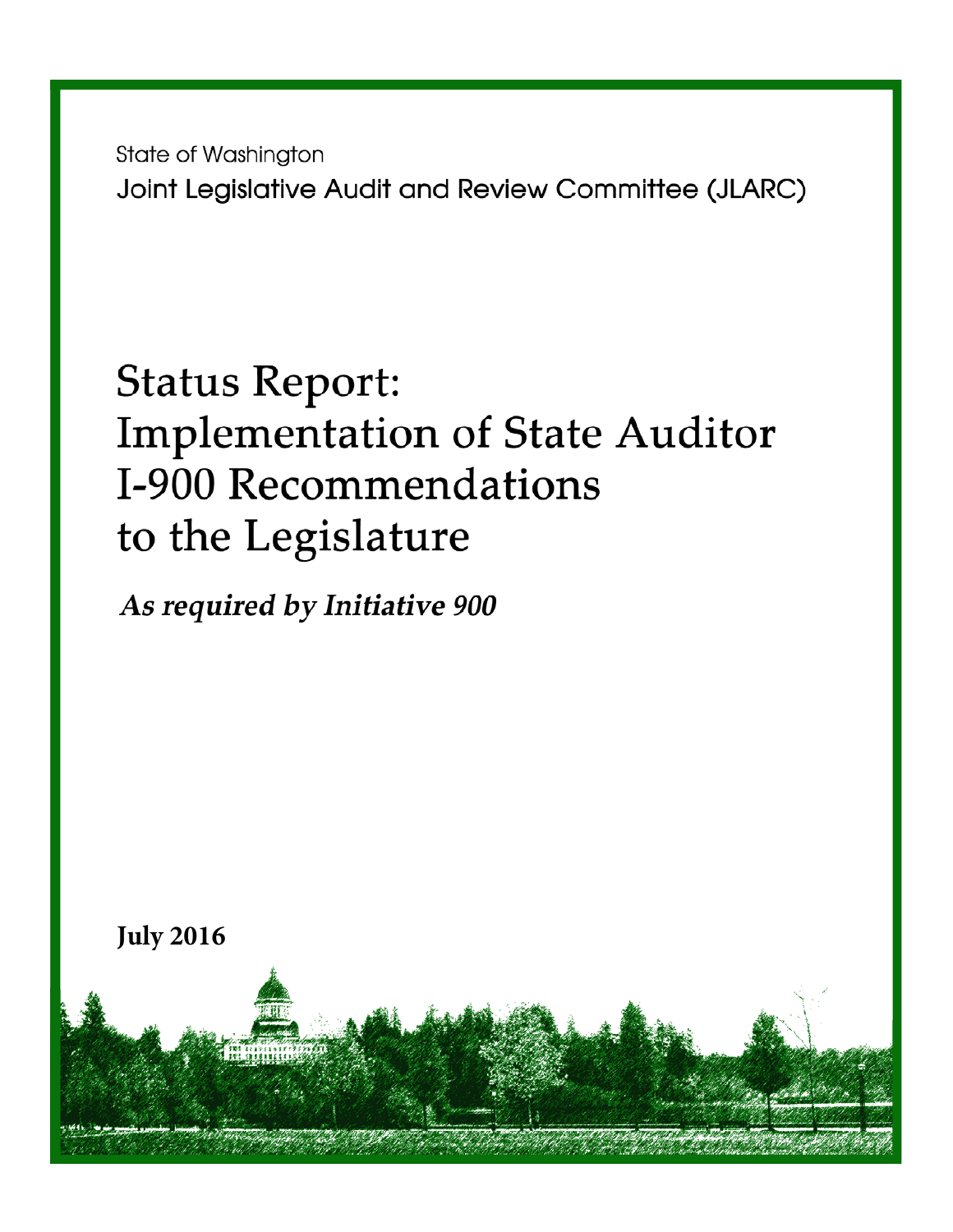State of Washington

Joint Legislative Audit and Review Committee (JLARC)

# Status Report: Implementation of State Auditor I-900 Recommendations to the Legislature

***As required by Initiative 900***

**July 2016**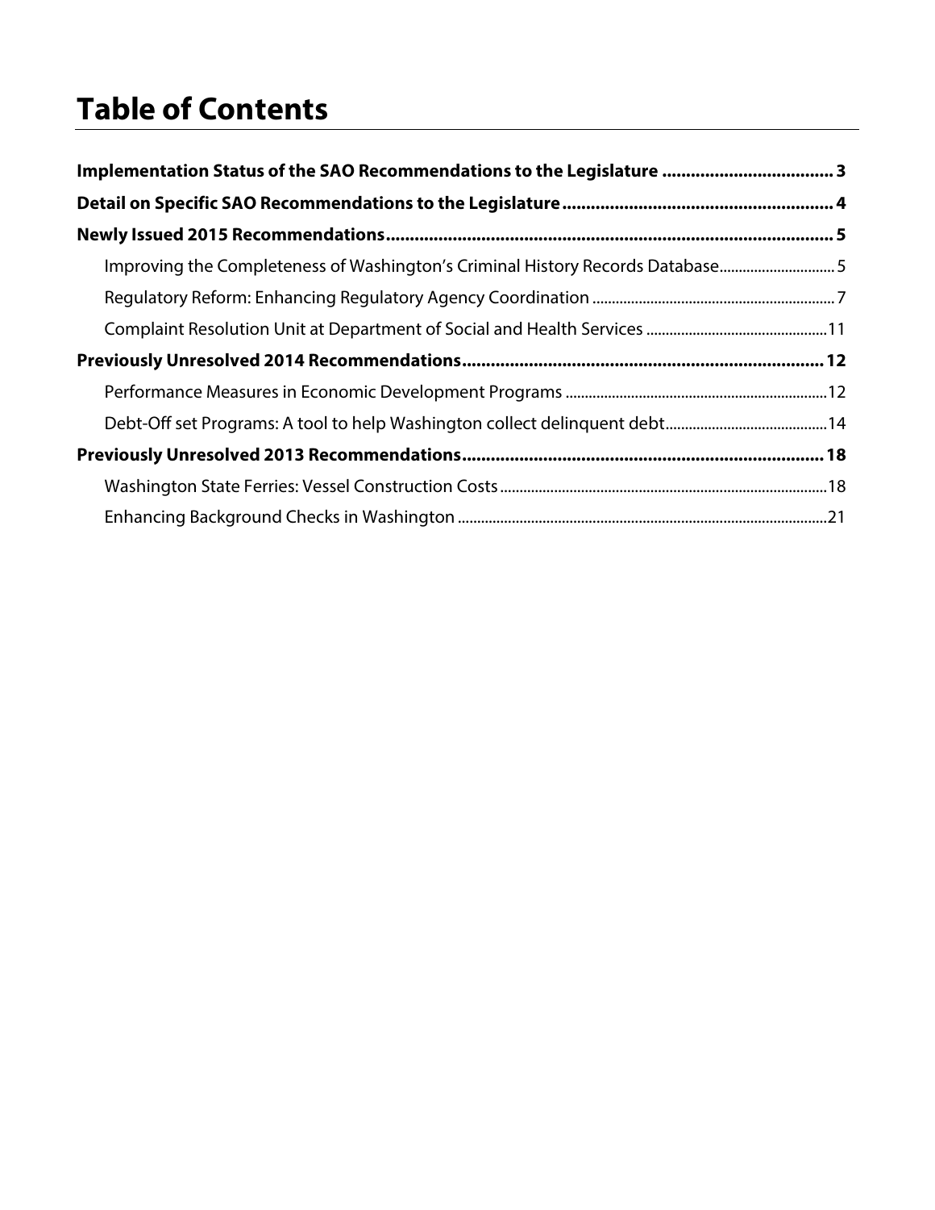# Table of Contents

**Implementation Status of the SAO Recommendations to the Legislature** .................................... **3**

**Detail on Specific SAO Recommendations to the Legislature** ......................................................... **4**

**Newly Issued 2015 Recommendations** ............................................................................................ **5**

- Improving the Completeness of Washington's Criminal History Records Database ............................ 5
- Regulatory Reform: Enhancing Regulatory Agency Coordination .............................................................. 7
- Complaint Resolution Unit at Department of Social and Health Services ..............................................11

**Previously Unresolved 2014 Recommendations** ............................................................................ **12**

- Performance Measures in Economic Development Programs ...................................................................12
- Debt-Off set Programs: A tool to help Washington collect delinquent debt..........................................14

**Previously Unresolved 2013 Recommendations** ............................................................................ **18**

- Washington State Ferries: Vessel Construction Costs ....................................................................................18
- Enhancing Background Checks in Washington ..............................................................................................21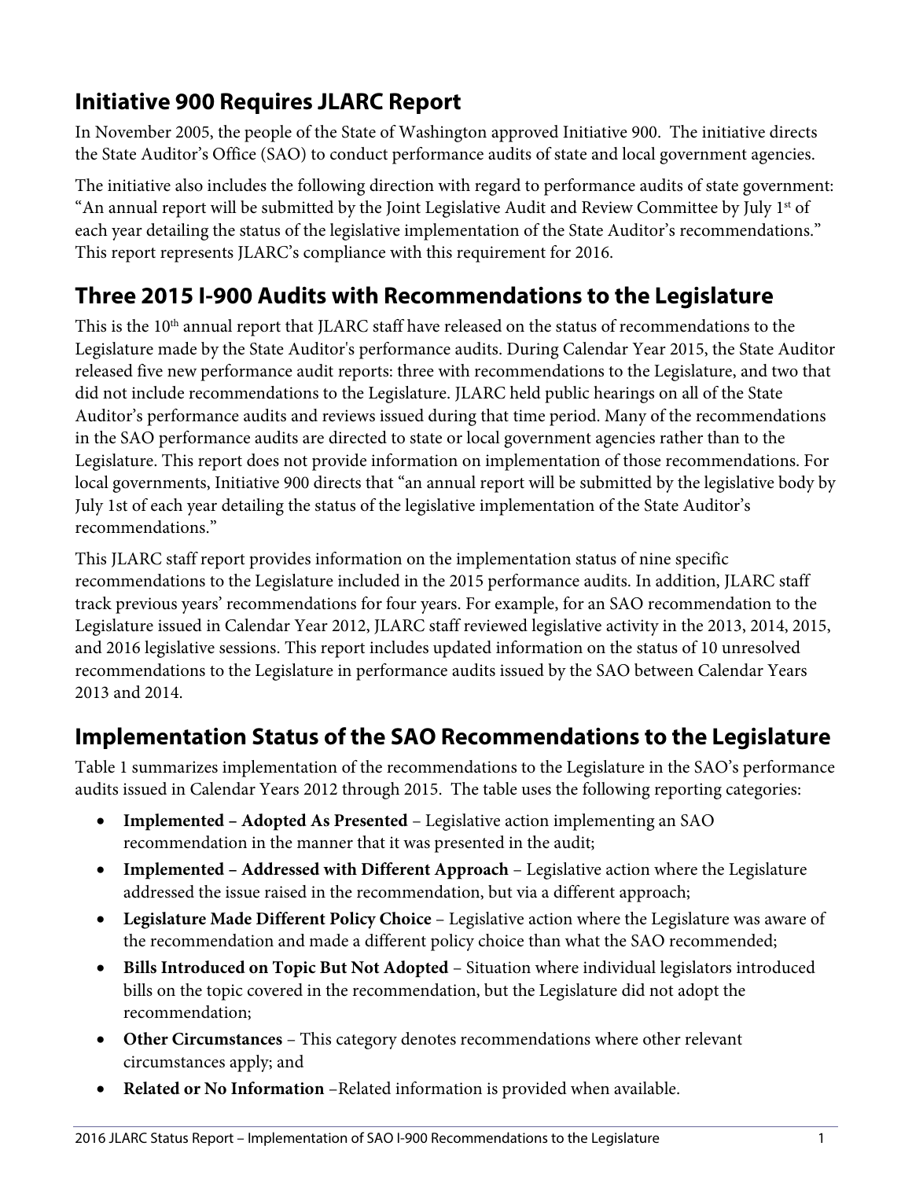## Initiative 900 Requires JLARC Report

In November 2005, the people of the State of Washington approved Initiative 900. The initiative directs the State Auditor's Office (SAO) to conduct performance audits of state and local government agencies.

The initiative also includes the following direction with regard to performance audits of state government: "An annual report will be submitted by the Joint Legislative Audit and Review Committee by July 1st of each year detailing the status of the legislative implementation of the State Auditor's recommendations." This report represents JLARC's compliance with this requirement for 2016.

## Three 2015 I-900 Audits with Recommendations to the Legislature

This is the 10th annual report that JLARC staff have released on the status of recommendations to the Legislature made by the State Auditor's performance audits. During Calendar Year 2015, the State Auditor released five new performance audit reports: three with recommendations to the Legislature, and two that did not include recommendations to the Legislature. JLARC held public hearings on all of the State Auditor's performance audits and reviews issued during that time period. Many of the recommendations in the SAO performance audits are directed to state or local government agencies rather than to the Legislature. This report does not provide information on implementation of those recommendations. For local governments, Initiative 900 directs that "an annual report will be submitted by the legislative body by July 1st of each year detailing the status of the legislative implementation of the State Auditor's recommendations."

This JLARC staff report provides information on the implementation status of nine specific recommendations to the Legislature included in the 2015 performance audits. In addition, JLARC staff track previous years' recommendations for four years. For example, for an SAO recommendation to the Legislature issued in Calendar Year 2012, JLARC staff reviewed legislative activity in the 2013, 2014, 2015, and 2016 legislative sessions. This report includes updated information on the status of 10 unresolved recommendations to the Legislature in performance audits issued by the SAO between Calendar Years 2013 and 2014.

## Implementation Status of the SAO Recommendations to the Legislature

Table 1 summarizes implementation of the recommendations to the Legislature in the SAO's performance audits issued in Calendar Years 2012 through 2015. The table uses the following reporting categories:

- **Implemented – Adopted As Presented** – Legislative action implementing an SAO recommendation in the manner that it was presented in the audit;
- **Implemented – Addressed with Different Approach** – Legislative action where the Legislature addressed the issue raised in the recommendation, but via a different approach;
- **Legislature Made Different Policy Choice** – Legislative action where the Legislature was aware of the recommendation and made a different policy choice than what the SAO recommended;
- **Bills Introduced on Topic But Not Adopted** – Situation where individual legislators introduced bills on the topic covered in the recommendation, but the Legislature did not adopt the recommendation;
- **Other Circumstances** – This category denotes recommendations where other relevant circumstances apply; and
- **Related or No Information** –Related information is provided when available.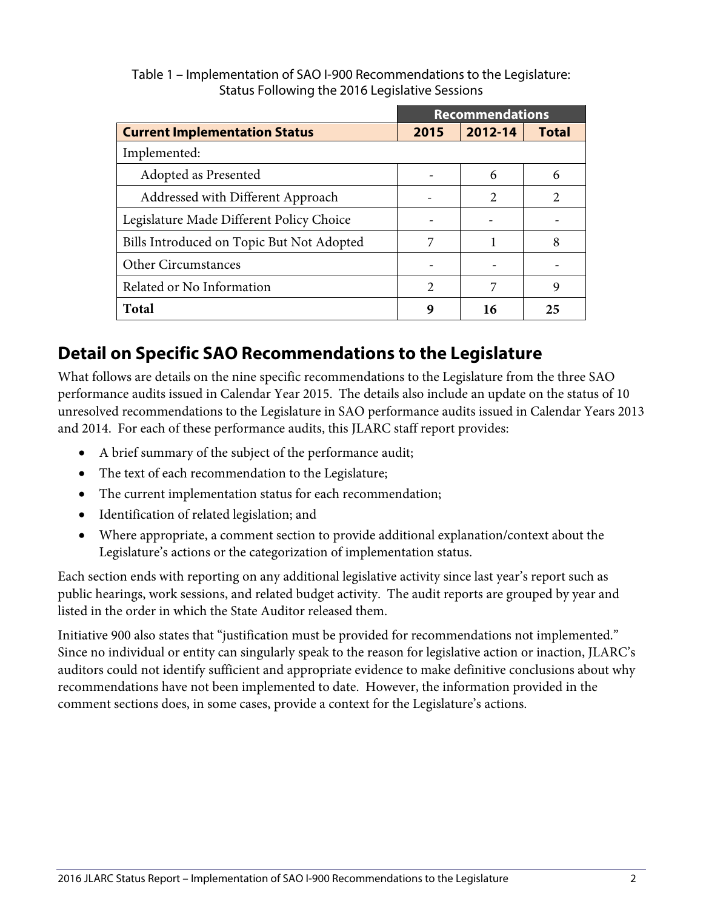Table 1 – Implementation of SAO I-900 Recommendations to the Legislature: Status Following the 2016 Legislative Sessions

| | Recommendations | | |
|---|---|---|---|
| **Current Implementation Status** | **2015** | **2012-14** | **Total** |
| Implemented: | | | |
| Adopted as Presented | - | 6 | 6 |
| Addressed with Different Approach | - | 2 | 2 |
| Legislature Made Different Policy Choice | - | - | - |
| Bills Introduced on Topic But Not Adopted | 7 | 1 | 8 |
| Other Circumstances | - | - | - |
| Related or No Information | 2 | 7 | 9 |
| **Total** | **9** | **16** | **25** |

## Detail on Specific SAO Recommendations to the Legislature

What follows are details on the nine specific recommendations to the Legislature from the three SAO performance audits issued in Calendar Year 2015. The details also include an update on the status of 10 unresolved recommendations to the Legislature in SAO performance audits issued in Calendar Years 2013 and 2014. For each of these performance audits, this JLARC staff report provides:

- A brief summary of the subject of the performance audit;
- The text of each recommendation to the Legislature;
- The current implementation status for each recommendation;
- Identification of related legislation; and
- Where appropriate, a comment section to provide additional explanation/context about the Legislature's actions or the categorization of implementation status.

Each section ends with reporting on any additional legislative activity since last year's report such as public hearings, work sessions, and related budget activity. The audit reports are grouped by year and listed in the order in which the State Auditor released them.

Initiative 900 also states that "justification must be provided for recommendations not implemented." Since no individual or entity can singularly speak to the reason for legislative action or inaction, JLARC's auditors could not identify sufficient and appropriate evidence to make definitive conclusions about why recommendations have not been implemented to date. However, the information provided in the comment sections does, in some cases, provide a context for the Legislature's actions.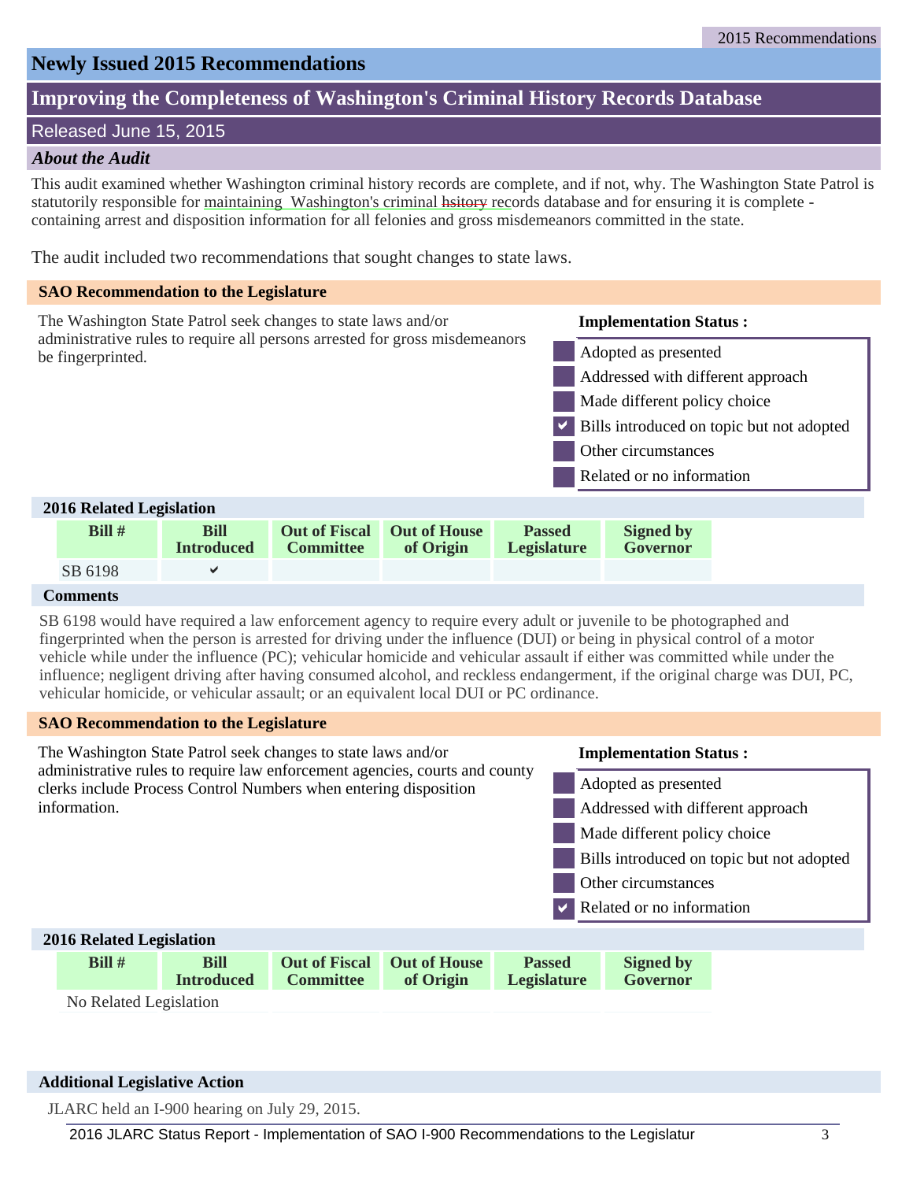## Newly Issued 2015 Recommendations

## Improving the Completeness of Washington's Criminal History Records Database

Released June 15, 2015

### *About the Audit*

This audit examined whether Washington criminal history records are complete, and if not, why. The Washington State Patrol is statutorily responsible for maintaining Washington's criminal ~~hsitory~~ records database and for ensuring it is complete - containing arrest and disposition information for all felonies and gross misdemeanors committed in the state.

The audit included two recommendations that sought changes to state laws.

**SAO Recommendation to the Legislature**

The Washington State Patrol seek changes to state laws and/or administrative rules to require all persons arrested for gross misdemeanors be fingerprinted.

**Implementation Status :**

- [ ] Adopted as presented
- [ ] Addressed with different approach
- [ ] Made different policy choice
- [x] Bills introduced on topic but not adopted
- [ ] Other circumstances
- [ ] Related or no information

**2016 Related Legislation**

| Bill # | Bill Introduced | Out of Fiscal Committee | Out of House of Origin | Passed Legislature | Signed by Governor |
|---|---|---|---|---|---|
| SB 6198 | ✔ | | | | |

**Comments**

SB 6198 would have required a law enforcement agency to require every adult or juvenile to be photographed and fingerprinted when the person is arrested for driving under the influence (DUI) or being in physical control of a motor vehicle while under the influence (PC); vehicular homicide and vehicular assault if either was committed while under the influence; negligent driving after having consumed alcohol, and reckless endangerment, if the original charge was DUI, PC, vehicular homicide, or vehicular assault; or an equivalent local DUI or PC ordinance.

**SAO Recommendation to the Legislature**

The Washington State Patrol seek changes to state laws and/or administrative rules to require law enforcement agencies, courts and county clerks include Process Control Numbers when entering disposition information.

**Implementation Status :**

- [ ] Adopted as presented
- [ ] Addressed with different approach
- [ ] Made different policy choice
- [ ] Bills introduced on topic but not adopted
- [ ] Other circumstances
- [x] Related or no information

**2016 Related Legislation**

| Bill # | Bill Introduced | Out of Fiscal Committee | Out of House of Origin | Passed Legislature | Signed by Governor |
|---|---|---|---|---|---|
| No Related Legislation | | | | | |

**Additional Legislative Action**

JLARC held an I-900 hearing on July 29, 2015.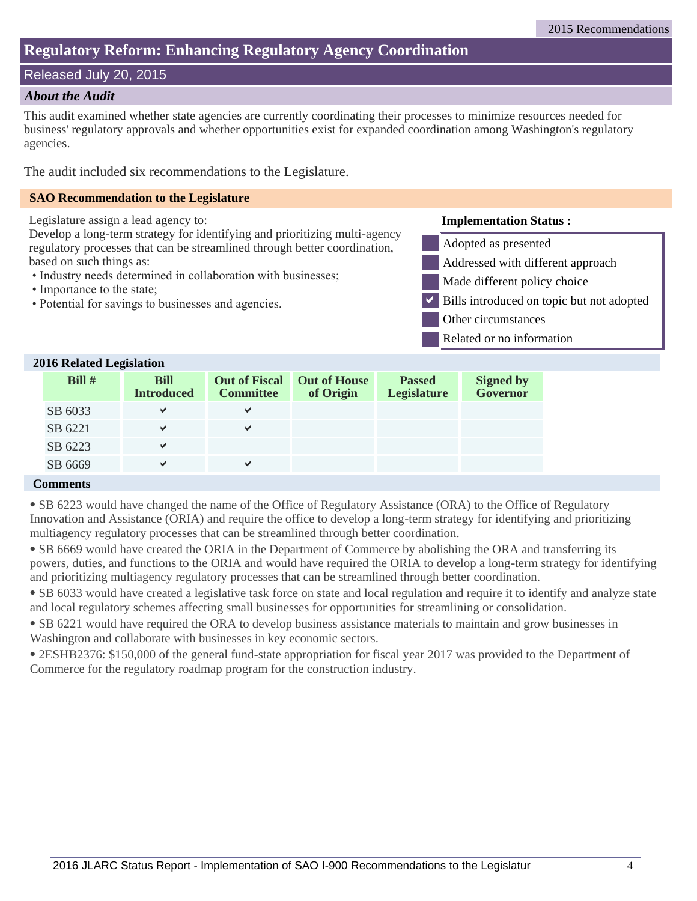2015 Recommendations

# Regulatory Reform: Enhancing Regulatory Agency Coordination

## Released July 20, 2015

### *About the Audit*

This audit examined whether state agencies are currently coordinating their processes to minimize resources needed for business' regulatory approvals and whether opportunities exist for expanded coordination among Washington's regulatory agencies.

The audit included six recommendations to the Legislature.

### SAO Recommendation to the Legislature

Legislature assign a lead agency to:
Develop a long-term strategy for identifying and prioritizing multi-agency regulatory processes that can be streamlined through better coordination, based on such things as:

- Industry needs determined in collaboration with businesses;
- Importance to the state;
- Potential for savings to businesses and agencies.

**Implementation Status :**

- [ ] Adopted as presented
- [ ] Addressed with different approach
- [ ] Made different policy choice
- [x] Bills introduced on topic but not adopted
- [ ] Other circumstances
- [ ] Related or no information

**2016 Related Legislation**

| Bill # | Bill Introduced | Out of Fiscal Committee | Out of House of Origin | Passed Legislature | Signed by Governor |
|---|---|---|---|---|---|
| SB 6033 | ✔ | ✔ | | | |
| SB 6221 | ✔ | ✔ | | | |
| SB 6223 | ✔ | | | | |
| SB 6669 | ✔ | ✔ | | | |

**Comments**

- SB 6223 would have changed the name of the Office of Regulatory Assistance (ORA) to the Office of Regulatory Innovation and Assistance (ORIA) and require the office to develop a long-term strategy for identifying and prioritizing multiagency regulatory processes that can be streamlined through better coordination.
- SB 6669 would have created the ORIA in the Department of Commerce by abolishing the ORA and transferring its powers, duties, and functions to the ORIA and would have required the ORIA to develop a long-term strategy for identifying and prioritizing multiagency regulatory processes that can be streamlined through better coordination.
- SB 6033 would have created a legislative task force on state and local regulation and require it to identify and analyze state and local regulatory schemes affecting small businesses for opportunities for streamlining or consolidation.
- SB 6221 would have required the ORA to develop business assistance materials to maintain and grow businesses in Washington and collaborate with businesses in key economic sectors.
- 2ESHB2376: $150,000 of the general fund-state appropriation for fiscal year 2017 was provided to the Department of Commerce for the regulatory roadmap program for the construction industry.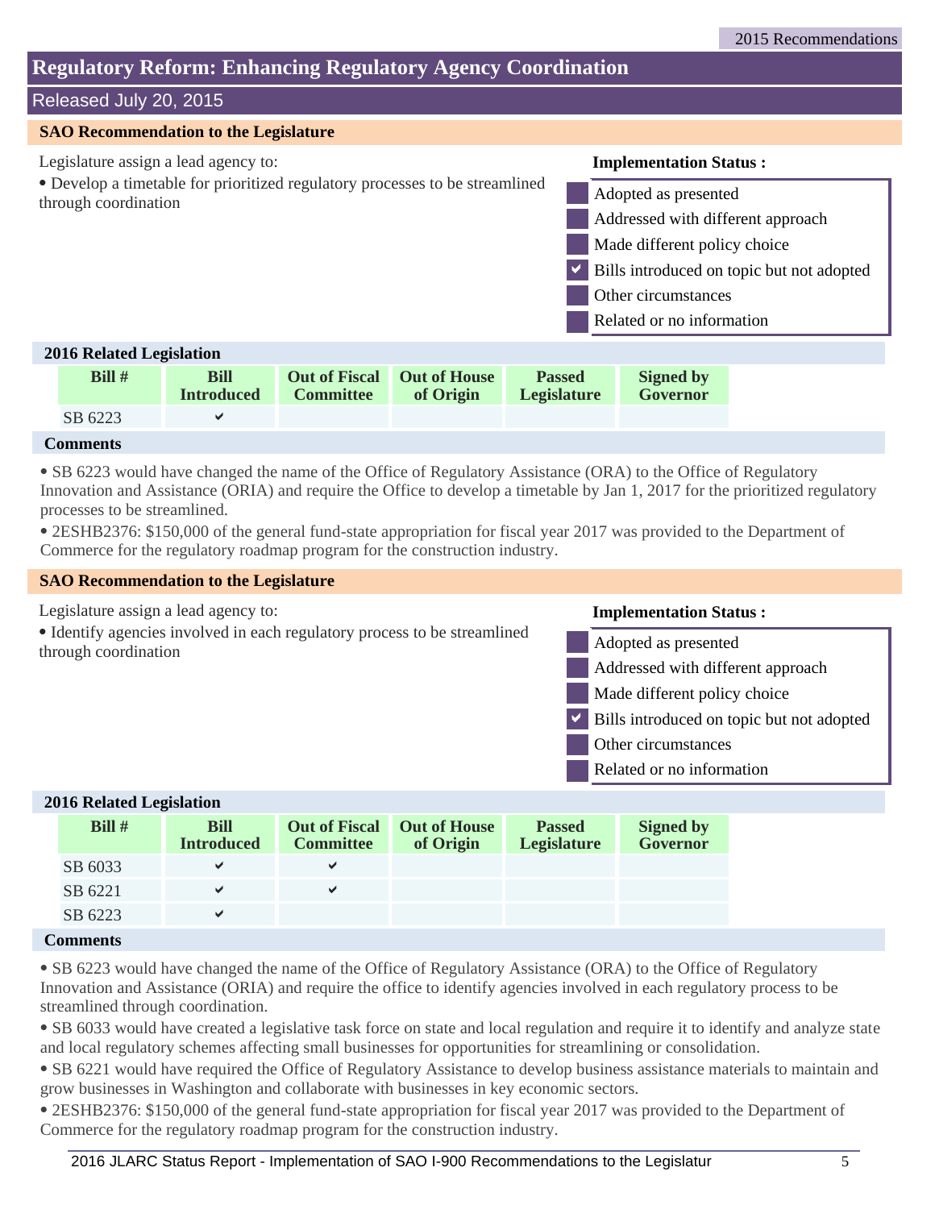2015 Recommendations

# Regulatory Reform: Enhancing Regulatory Agency Coordination

Released July 20, 2015

## SAO Recommendation to the Legislature

Legislature assign a lead agency to:

- Develop a timetable for prioritized regulatory processes to be streamlined through coordination

**Implementation Status :**

- ☐ Adopted as presented
- ☐ Addressed with different approach
- ☐ Made different policy choice
- ☑ Bills introduced on topic but not adopted
- ☐ Other circumstances
- ☐ Related or no information

**2016 Related Legislation**

| Bill # | Bill Introduced | Out of Fiscal Committee | Out of House of Origin | Passed Legislature | Signed by Governor |
|---|---|---|---|---|---|
| SB 6223 | ✔ | | | | |

**Comments**

- SB 6223 would have changed the name of the Office of Regulatory Assistance (ORA) to the Office of Regulatory Innovation and Assistance (ORIA) and require the Office to develop a timetable by Jan 1, 2017 for the prioritized regulatory processes to be streamlined.
- 2ESHB2376: $150,000 of the general fund-state appropriation for fiscal year 2017 was provided to the Department of Commerce for the regulatory roadmap program for the construction industry.

## SAO Recommendation to the Legislature

Legislature assign a lead agency to:

- Identify agencies involved in each regulatory process to be streamlined through coordination

**Implementation Status :**

- ☐ Adopted as presented
- ☐ Addressed with different approach
- ☐ Made different policy choice
- ☑ Bills introduced on topic but not adopted
- ☐ Other circumstances
- ☐ Related or no information

**2016 Related Legislation**

| Bill # | Bill Introduced | Out of Fiscal Committee | Out of House of Origin | Passed Legislature | Signed by Governor |
|---|---|---|---|---|---|
| SB 6033 | ✔ | ✔ | | | |
| SB 6221 | ✔ | ✔ | | | |
| SB 6223 | ✔ | | | | |

**Comments**

- SB 6223 would have changed the name of the Office of Regulatory Assistance (ORA) to the Office of Regulatory Innovation and Assistance (ORIA) and require the office to identify agencies involved in each regulatory process to be streamlined through coordination.
- SB 6033 would have created a legislative task force on state and local regulation and require it to identify and analyze state and local regulatory schemes affecting small businesses for opportunities for streamlining or consolidation.
- SB 6221 would have required the Office of Regulatory Assistance to develop business assistance materials to maintain and grow businesses in Washington and collaborate with businesses in key economic sectors.
- 2ESHB2376: $150,000 of the general fund-state appropriation for fiscal year 2017 was provided to the Department of Commerce for the regulatory roadmap program for the construction industry.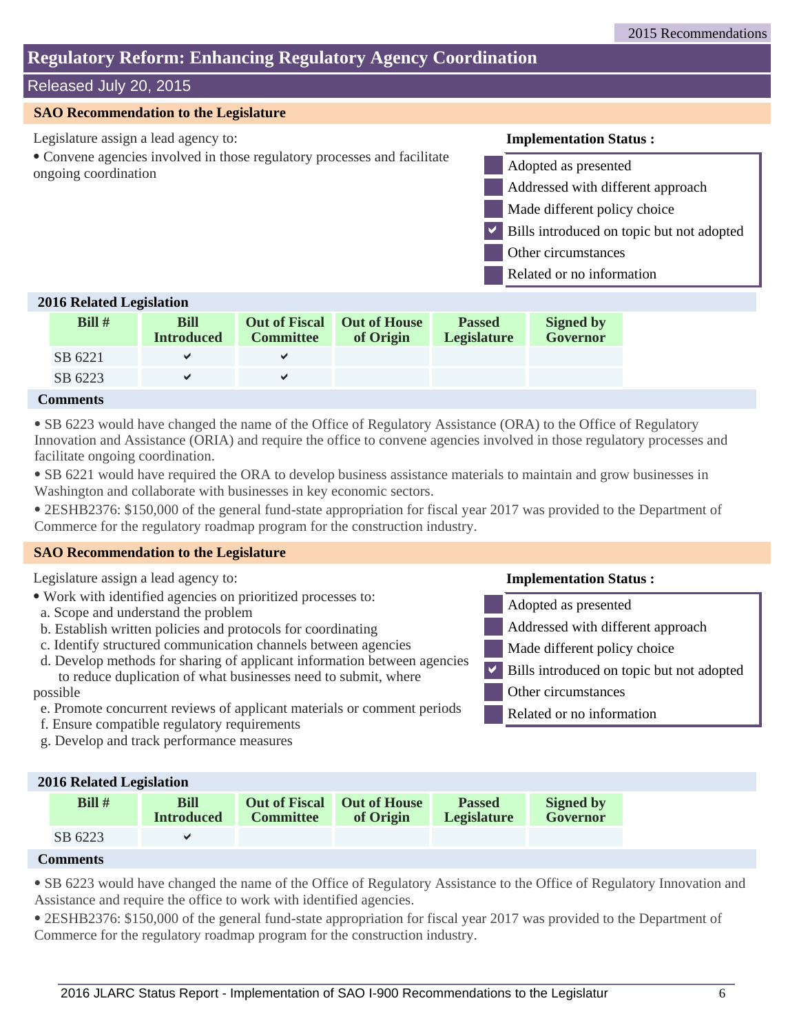2015 Recommendations

## Regulatory Reform: Enhancing Regulatory Agency Coordination

Released July 20, 2015

### SAO Recommendation to the Legislature

Legislature assign a lead agency to:

- Convene agencies involved in those regulatory processes and facilitate ongoing coordination

**Implementation Status :**

- [ ] Adopted as presented
- [ ] Addressed with different approach
- [ ] Made different policy choice
- [x] Bills introduced on topic but not adopted
- [ ] Other circumstances
- [ ] Related or no information

**2016 Related Legislation**

| Bill # | Bill Introduced | Out of Fiscal Committee | Out of House of Origin | Passed Legislature | Signed by Governor |
|---|---|---|---|---|---|
| SB 6221 | ✔ | ✔ | | | |
| SB 6223 | ✔ | ✔ | | | |

**Comments**

- SB 6223 would have changed the name of the Office of Regulatory Assistance (ORA) to the Office of Regulatory Innovation and Assistance (ORIA) and require the office to convene agencies involved in those regulatory processes and facilitate ongoing coordination.
- SB 6221 would have required the ORA to develop business assistance materials to maintain and grow businesses in Washington and collaborate with businesses in key economic sectors.
- 2ESHB2376: $150,000 of the general fund-state appropriation for fiscal year 2017 was provided to the Department of Commerce for the regulatory roadmap program for the construction industry.

### SAO Recommendation to the Legislature

Legislature assign a lead agency to:

- Work with identified agencies on prioritized processes to:
  - a. Scope and understand the problem
  - b. Establish written policies and protocols for coordinating
  - c. Identify structured communication channels between agencies
  - d. Develop methods for sharing of applicant information between agencies to reduce duplication of what businesses need to submit, where possible
  - e. Promote concurrent reviews of applicant materials or comment periods
  - f. Ensure compatible regulatory requirements
  - g. Develop and track performance measures

**Implementation Status :**

- [ ] Adopted as presented
- [ ] Addressed with different approach
- [ ] Made different policy choice
- [x] Bills introduced on topic but not adopted
- [ ] Other circumstances
- [ ] Related or no information

**2016 Related Legislation**

| Bill # | Bill Introduced | Out of Fiscal Committee | Out of House of Origin | Passed Legislature | Signed by Governor |
|---|---|---|---|---|---|
| SB 6223 | ✔ | | | | |

**Comments**

- SB 6223 would have changed the name of the Office of Regulatory Assistance to the Office of Regulatory Innovation and Assistance and require the office to work with identified agencies.
- 2ESHB2376: $150,000 of the general fund-state appropriation for fiscal year 2017 was provided to the Department of Commerce for the regulatory roadmap program for the construction industry.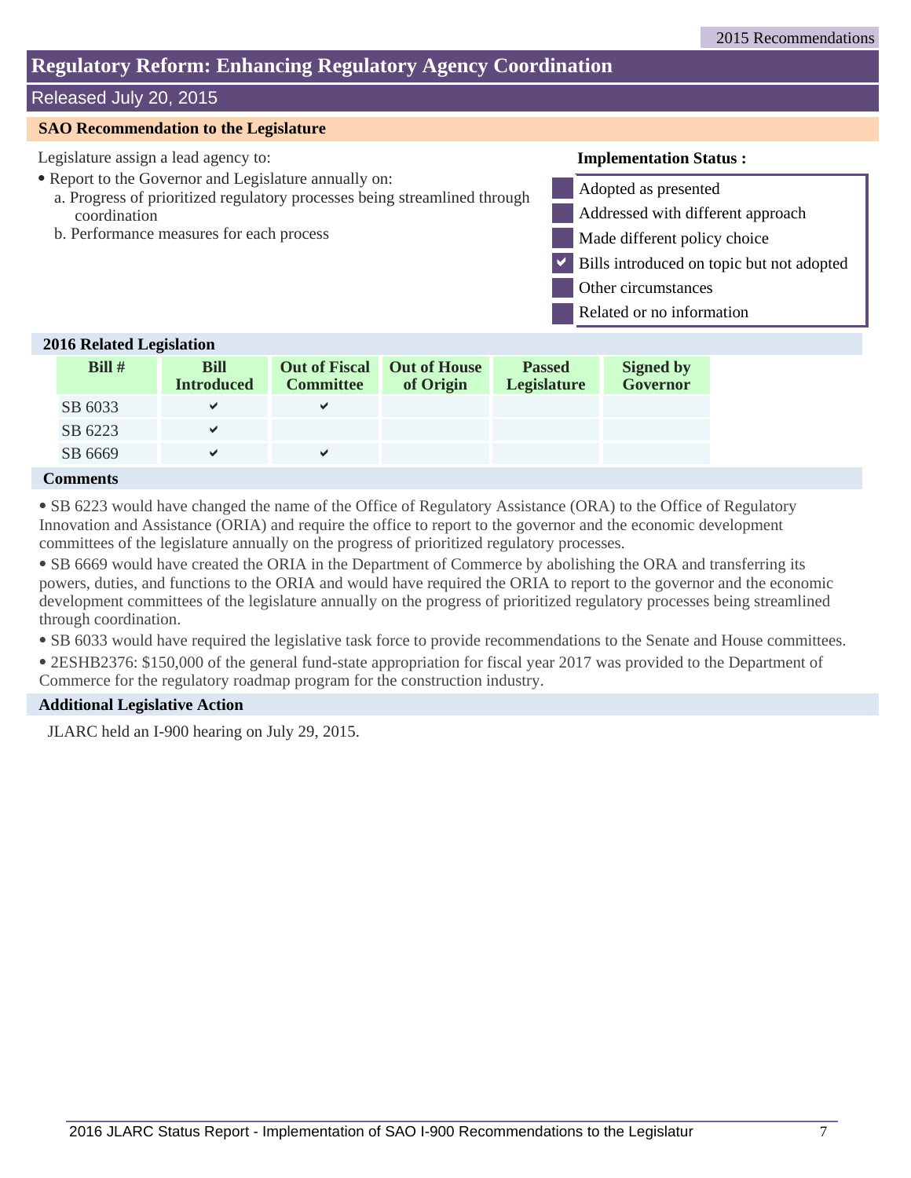2015 Recommendations

# Regulatory Reform: Enhancing Regulatory Agency Coordination

## Released July 20, 2015

### SAO Recommendation to the Legislature

Legislature assign a lead agency to:

- Report to the Governor and Legislature annually on:
  - a. Progress of prioritized regulatory processes being streamlined through coordination
  - b. Performance measures for each process

**Implementation Status :**

- [ ] Adopted as presented
- [ ] Addressed with different approach
- [ ] Made different policy choice
- [x] Bills introduced on topic but not adopted
- [ ] Other circumstances
- [ ] Related or no information

### 2016 Related Legislation

| Bill # | Bill Introduced | Out of Fiscal Committee | Out of House of Origin | Passed Legislature | Signed by Governor |
|---|---|---|---|---|---|
| SB 6033 | ✔ | ✔ | | | |
| SB 6223 | ✔ | | | | |
| SB 6669 | ✔ | ✔ | | | |

### Comments

- SB 6223 would have changed the name of the Office of Regulatory Assistance (ORA) to the Office of Regulatory Innovation and Assistance (ORIA) and require the office to report to the governor and the economic development committees of the legislature annually on the progress of prioritized regulatory processes.
- SB 6669 would have created the ORIA in the Department of Commerce by abolishing the ORA and transferring its powers, duties, and functions to the ORIA and would have required the ORIA to report to the governor and the economic development committees of the legislature annually on the progress of prioritized regulatory processes being streamlined through coordination.
- SB 6033 would have required the legislative task force to provide recommendations to the Senate and House committees.
- 2ESHB2376: $150,000 of the general fund-state appropriation for fiscal year 2017 was provided to the Department of Commerce for the regulatory roadmap program for the construction industry.

### Additional Legislative Action

JLARC held an I-900 hearing on July 29, 2015.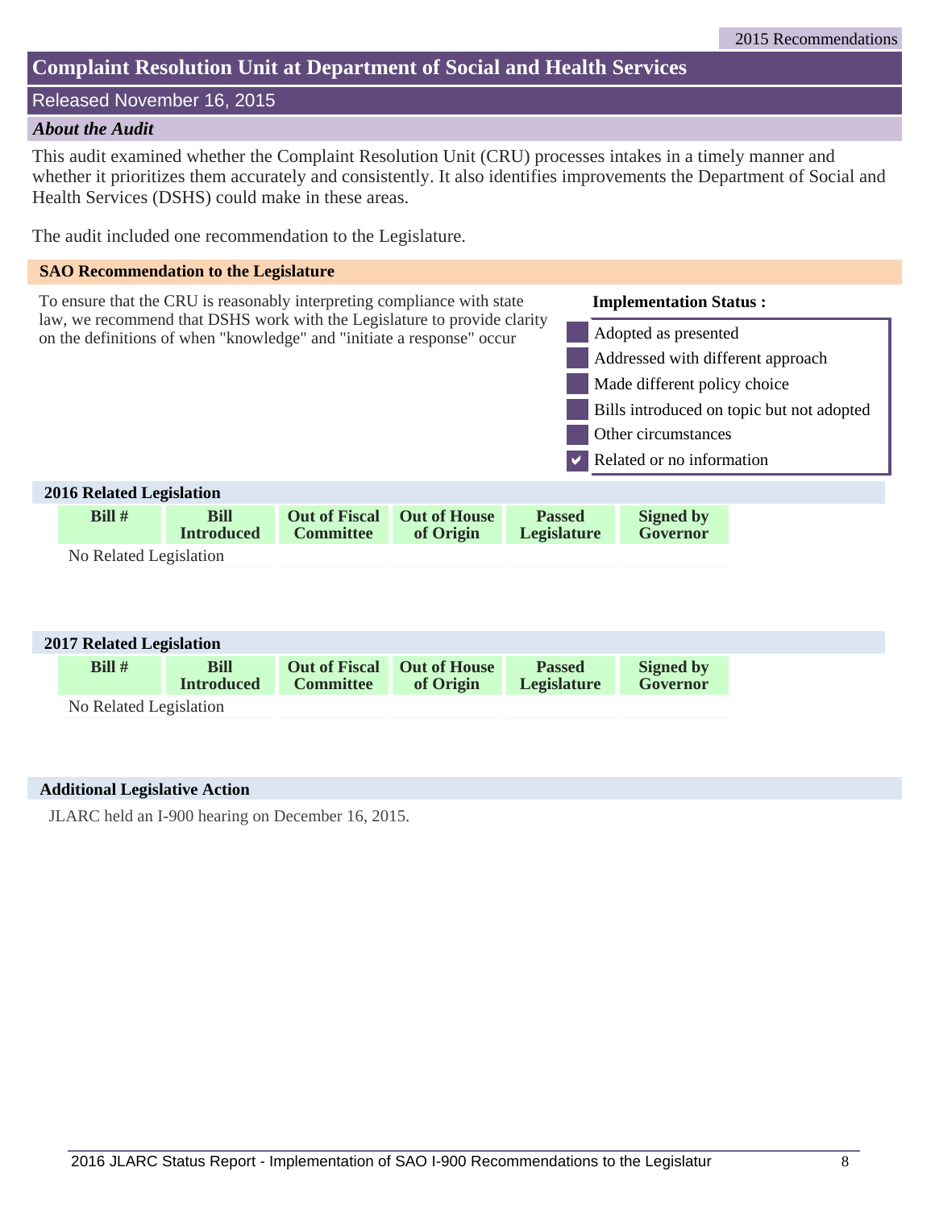## Complaint Resolution Unit at Department of Social and Health Services

Released November 16, 2015

### *About the Audit*

This audit examined whether the Complaint Resolution Unit (CRU) processes intakes in a timely manner and whether it prioritizes them accurately and consistently. It also identifies improvements the Department of Social and Health Services (DSHS) could make in these areas.

The audit included one recommendation to the Legislature.

### SAO Recommendation to the Legislature

To ensure that the CRU is reasonably interpreting compliance with state law, we recommend that DSHS work with the Legislature to provide clarity on the definitions of when "knowledge" and "initiate a response" occur

**Implementation Status :**

- [ ] Adopted as presented
- [ ] Addressed with different approach
- [ ] Made different policy choice
- [ ] Bills introduced on topic but not adopted
- [ ] Other circumstances
- [x] Related or no information

### 2016 Related Legislation

| Bill # | Bill Introduced | Out of Fiscal Committee | Out of House of Origin | Passed Legislature | Signed by Governor |
|---|---|---|---|---|---|
| No Related Legislation | | | | | |

### 2017 Related Legislation

| Bill # | Bill Introduced | Out of Fiscal Committee | Out of House of Origin | Passed Legislature | Signed by Governor |
|---|---|---|---|---|---|
| No Related Legislation | | | | | |

### Additional Legislative Action

JLARC held an I-900 hearing on December 16, 2015.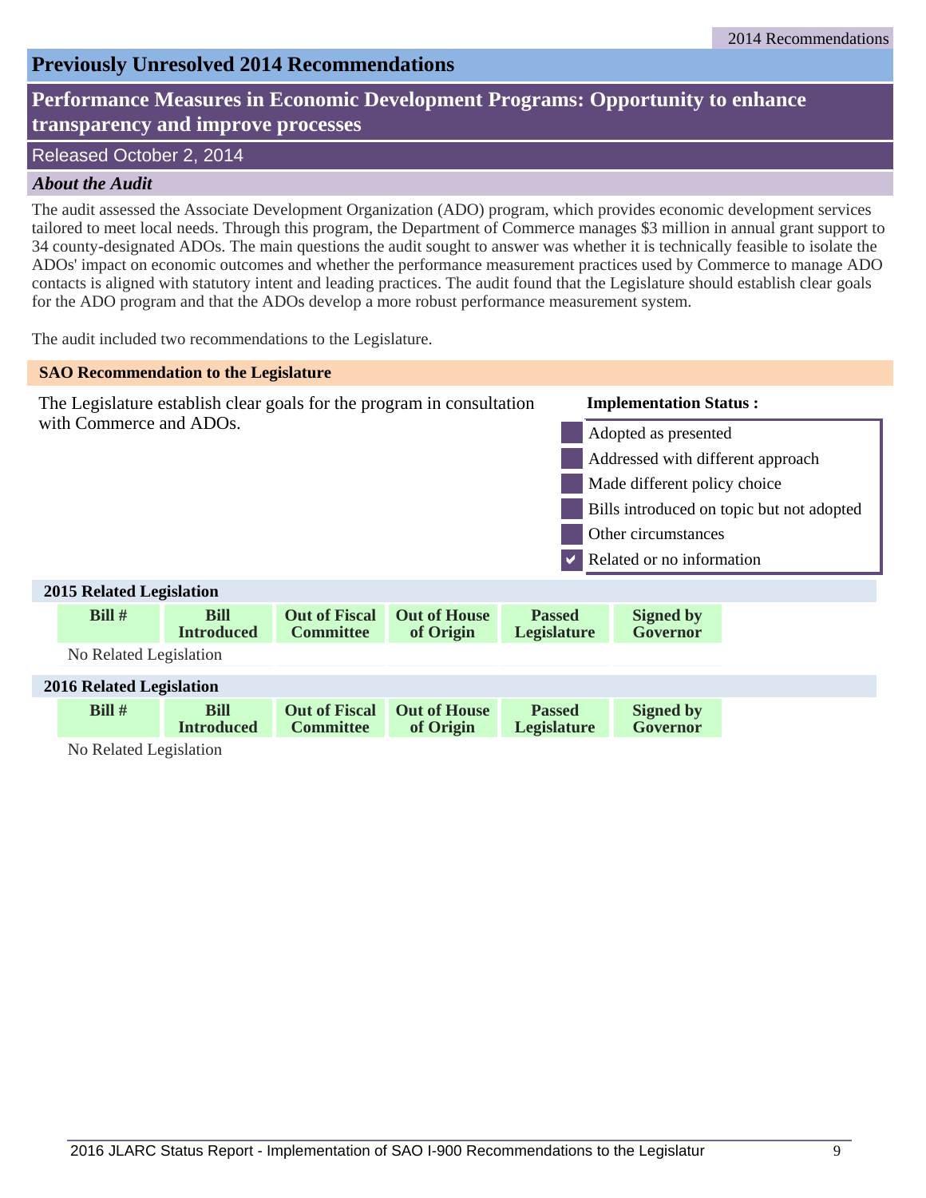## Previously Unresolved 2014 Recommendations

### Performance Measures in Economic Development Programs: Opportunity to enhance transparency and improve processes

Released October 2, 2014

***About the Audit***

The audit assessed the Associate Development Organization (ADO) program, which provides economic development services tailored to meet local needs. Through this program, the Department of Commerce manages $3 million in annual grant support to 34 county-designated ADOs. The main questions the audit sought to answer was whether it is technically feasible to isolate the ADOs' impact on economic outcomes and whether the performance measurement practices used by Commerce to manage ADO contacts is aligned with statutory intent and leading practices. The audit found that the Legislature should establish clear goals for the ADO program and that the ADOs develop a more robust performance measurement system.

The audit included two recommendations to the Legislature.

**SAO Recommendation to the Legislature**

The Legislature establish clear goals for the program in consultation with Commerce and ADOs.

**Implementation Status :**

- [ ] Adopted as presented
- [ ] Addressed with different approach
- [ ] Made different policy choice
- [ ] Bills introduced on topic but not adopted
- [ ] Other circumstances
- [x] Related or no information

**2015 Related Legislation**

| Bill # | Bill Introduced | Out of Fiscal Committee | Out of House of Origin | Passed Legislature | Signed by Governor |
|---|---|---|---|---|---|
| No Related Legislation | | | | | |

**2016 Related Legislation**

| Bill # | Bill Introduced | Out of Fiscal Committee | Out of House of Origin | Passed Legislature | Signed by Governor |
|---|---|---|---|---|---|
| No Related Legislation | | | | | |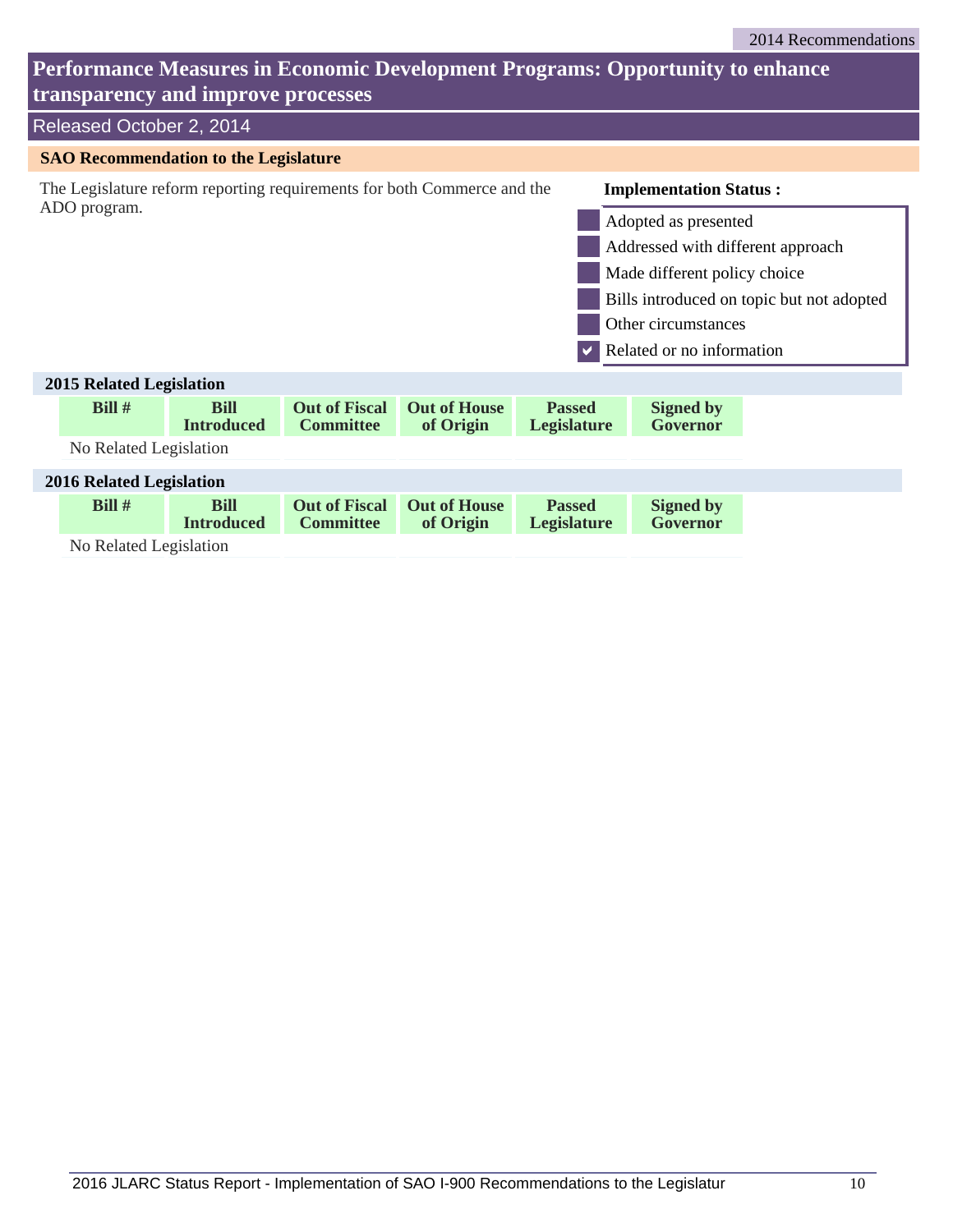## Performance Measures in Economic Development Programs: Opportunity to enhance transparency and improve processes

Released October 2, 2014

### SAO Recommendation to the Legislature

The Legislature reform reporting requirements for both Commerce and the ADO program.

**Implementation Status :**

- [ ] Adopted as presented
- [ ] Addressed with different approach
- [ ] Made different policy choice
- [ ] Bills introduced on topic but not adopted
- [ ] Other circumstances
- [x] Related or no information

### 2015 Related Legislation

| Bill # | Bill Introduced | Out of Fiscal Committee | Out of House of Origin | Passed Legislature | Signed by Governor |
|---|---|---|---|---|---|
| No Related Legislation | | | | | |

### 2016 Related Legislation

| Bill # | Bill Introduced | Out of Fiscal Committee | Out of House of Origin | Passed Legislature | Signed by Governor |
|---|---|---|---|---|---|
| No Related Legislation | | | | | |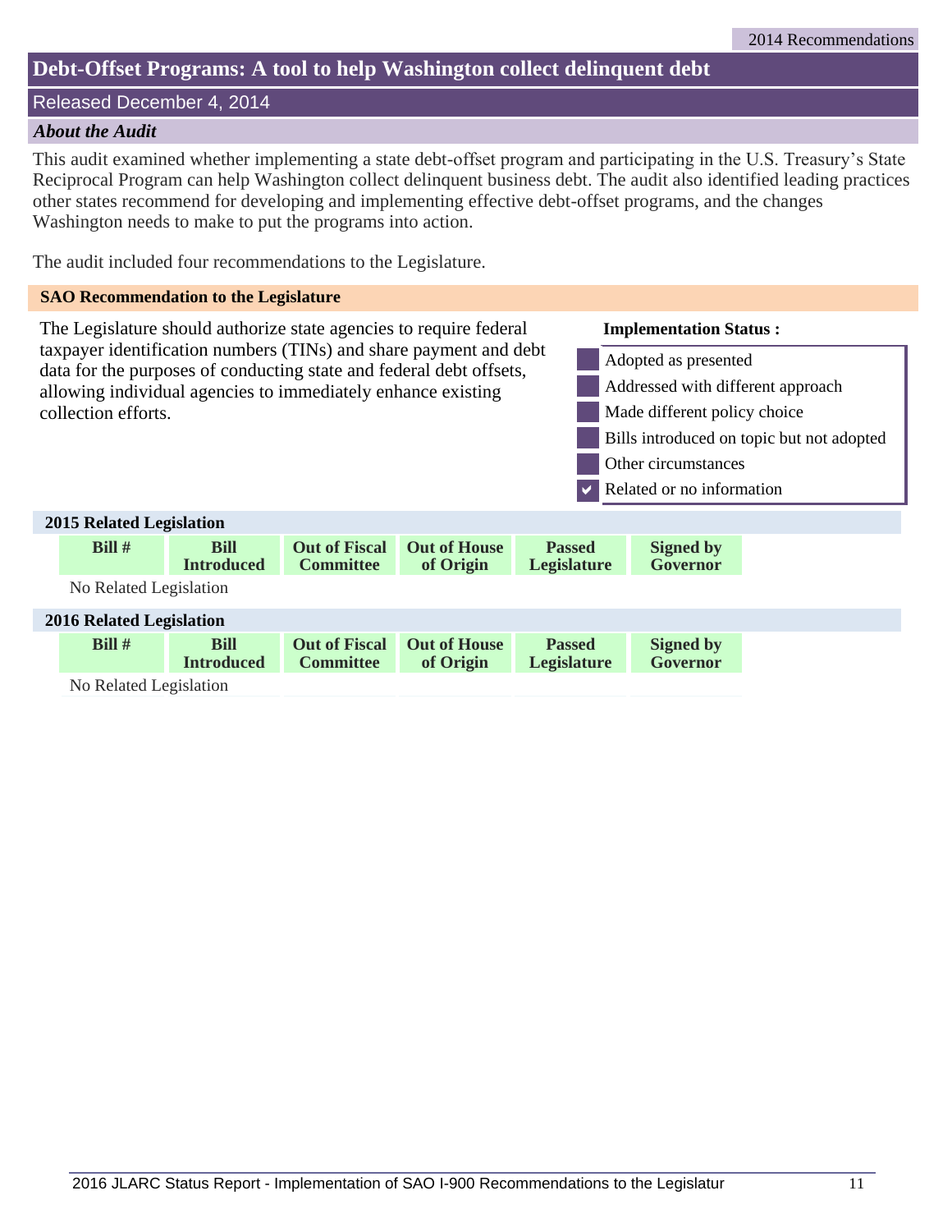# Debt-Offset Programs: A tool to help Washington collect delinquent debt

## Released December 4, 2014

### *About the Audit*

This audit examined whether implementing a state debt-offset program and participating in the U.S. Treasury's State Reciprocal Program can help Washington collect delinquent business debt. The audit also identified leading practices other states recommend for developing and implementing effective debt-offset programs, and the changes Washington needs to make to put the programs into action.

The audit included four recommendations to the Legislature.

### SAO Recommendation to the Legislature

The Legislature should authorize state agencies to require federal taxpayer identification numbers (TINs) and share payment and debt data for the purposes of conducting state and federal debt offsets, allowing individual agencies to immediately enhance existing collection efforts.

**Implementation Status :**

- [ ] Adopted as presented
- [ ] Addressed with different approach
- [ ] Made different policy choice
- [ ] Bills introduced on topic but not adopted
- [ ] Other circumstances
- [x] Related or no information

**2015 Related Legislation**

| Bill # | Bill Introduced | Out of Fiscal Committee | Out of House of Origin | Passed Legislature | Signed by Governor |
|---|---|---|---|---|---|
| No Related Legislation | | | | | |

**2016 Related Legislation**

| Bill # | Bill Introduced | Out of Fiscal Committee | Out of House of Origin | Passed Legislature | Signed by Governor |
|---|---|---|---|---|---|
| No Related Legislation | | | | | |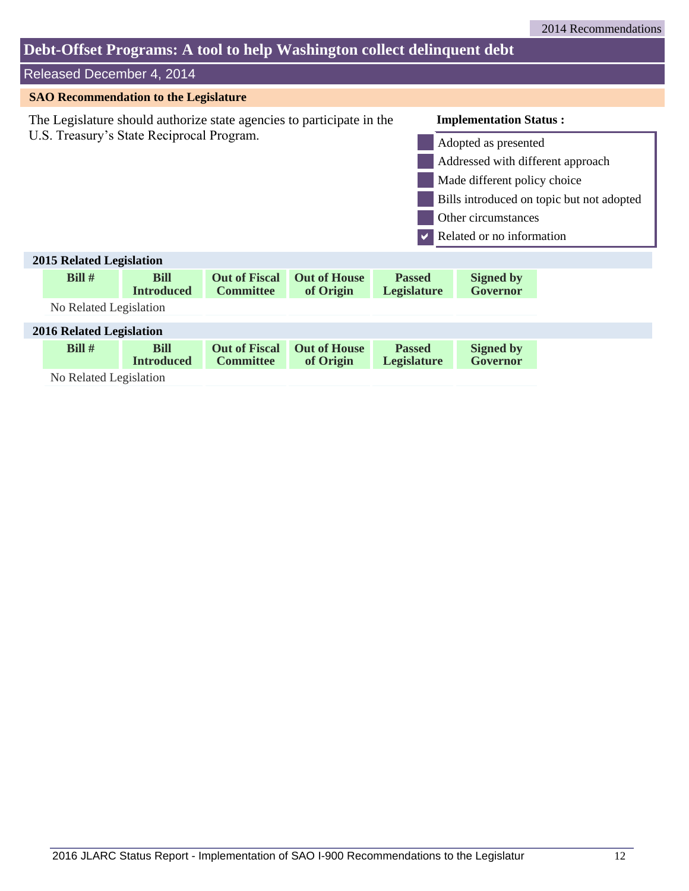2014 Recommendations

# Debt-Offset Programs: A tool to help Washington collect delinquent debt

## Released December 4, 2014

### SAO Recommendation to the Legislature

The Legislature should authorize state agencies to participate in the U.S. Treasury's State Reciprocal Program.

**Implementation Status :**

- [ ] Adopted as presented
- [ ] Addressed with different approach
- [ ] Made different policy choice
- [ ] Bills introduced on topic but not adopted
- [ ] Other circumstances
- [x] Related or no information

### 2015 Related Legislation

| Bill # | Bill Introduced | Out of Fiscal Committee | Out of House of Origin | Passed Legislature | Signed by Governor |
|---|---|---|---|---|---|
| No Related Legislation | | | | | |

### 2016 Related Legislation

| Bill # | Bill Introduced | Out of Fiscal Committee | Out of House of Origin | Passed Legislature | Signed by Governor |
|---|---|---|---|---|---|
| No Related Legislation | | | | | |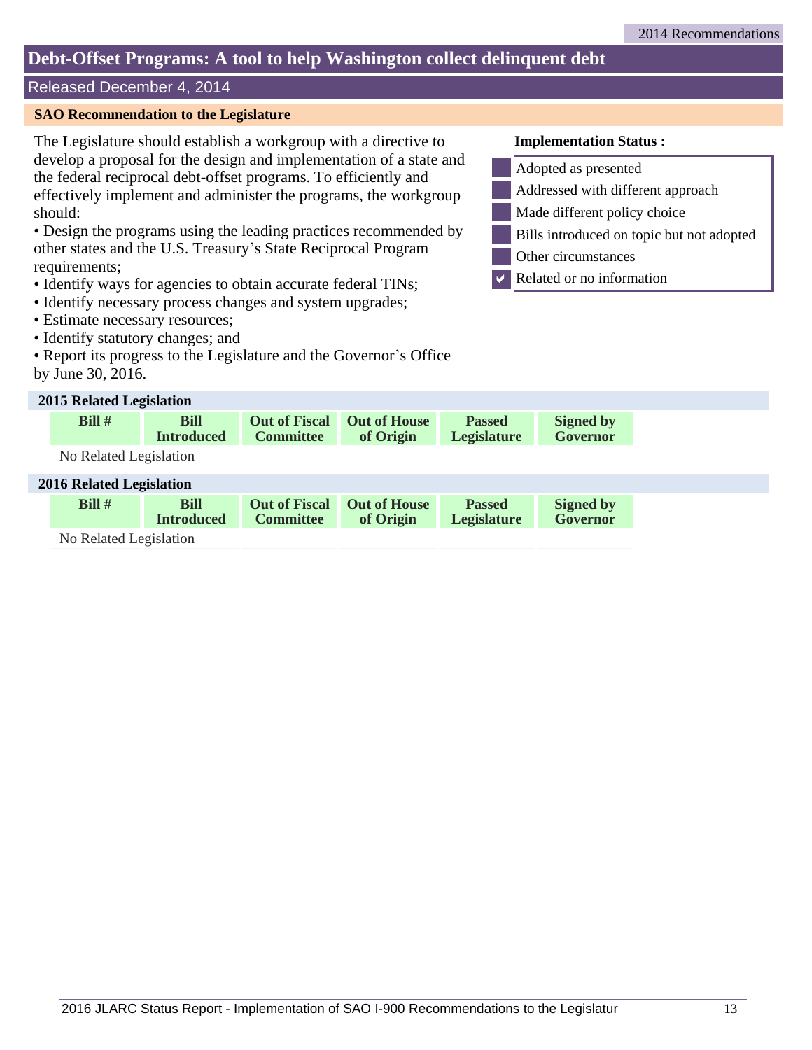## Debt-Offset Programs: A tool to help Washington collect delinquent debt

Released December 4, 2014

### SAO Recommendation to the Legislature

The Legislature should establish a workgroup with a directive to develop a proposal for the design and implementation of a state and the federal reciprocal debt-offset programs. To efficiently and effectively implement and administer the programs, the workgroup should:

- Design the programs using the leading practices recommended by other states and the U.S. Treasury's State Reciprocal Program requirements;
- Identify ways for agencies to obtain accurate federal TINs;
- Identify necessary process changes and system upgrades;
- Estimate necessary resources;
- Identify statutory changes; and
- Report its progress to the Legislature and the Governor's Office by June 30, 2016.

**Implementation Status :**

- [ ] Adopted as presented
- [ ] Addressed with different approach
- [ ] Made different policy choice
- [ ] Bills introduced on topic but not adopted
- [ ] Other circumstances
- [x] Related or no information

### 2015 Related Legislation

| Bill # | Bill Introduced | Out of Fiscal Committee | Out of House of Origin | Passed Legislature | Signed by Governor |
|---|---|---|---|---|---|
| No Related Legislation | | | | | |

### 2016 Related Legislation

| Bill # | Bill Introduced | Out of Fiscal Committee | Out of House of Origin | Passed Legislature | Signed by Governor |
|---|---|---|---|---|---|
| No Related Legislation | | | | | |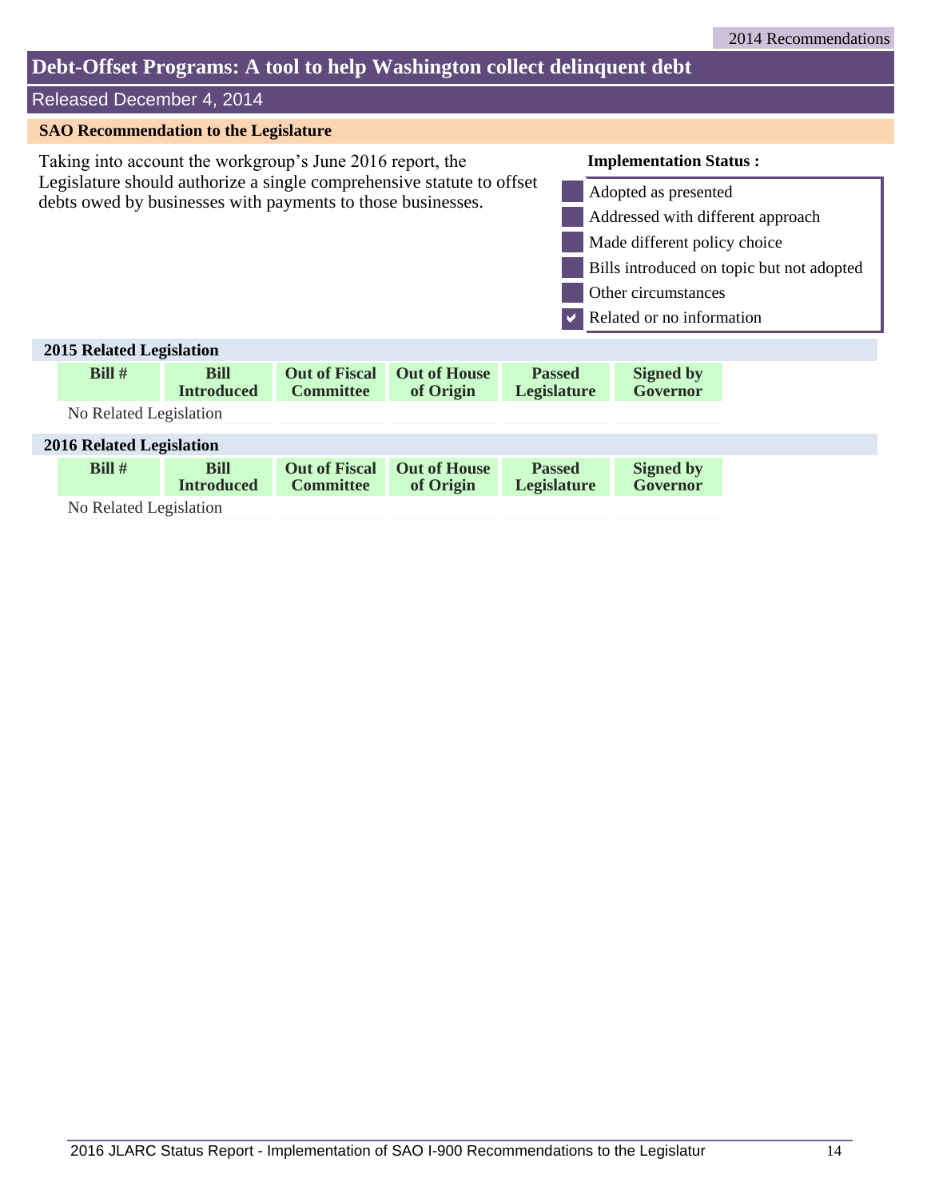## Debt-Offset Programs: A tool to help Washington collect delinquent debt

Released December 4, 2014

### SAO Recommendation to the Legislature

Taking into account the workgroup's June 2016 report, the Legislature should authorize a single comprehensive statute to offset debts owed by businesses with payments to those businesses.

**Implementation Status :**

- [ ] Adopted as presented
- [ ] Addressed with different approach
- [ ] Made different policy choice
- [ ] Bills introduced on topic but not adopted
- [ ] Other circumstances
- [x] Related or no information

### 2015 Related Legislation

| Bill # | Bill Introduced | Out of Fiscal Committee | Out of House of Origin | Passed Legislature | Signed by Governor |
|---|---|---|---|---|---|
| No Related Legislation | | | | | |

### 2016 Related Legislation

| Bill # | Bill Introduced | Out of Fiscal Committee | Out of House of Origin | Passed Legislature | Signed by Governor |
|---|---|---|---|---|---|
| No Related Legislation | | | | | |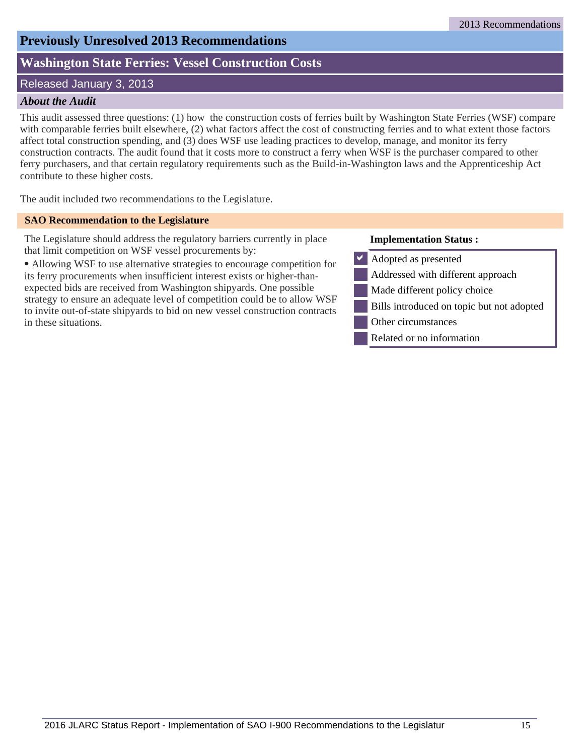# Previously Unresolved 2013 Recommendations

## Washington State Ferries: Vessel Construction Costs

Released January 3, 2013

### *About the Audit*

This audit assessed three questions: (1) how the construction costs of ferries built by Washington State Ferries (WSF) compare with comparable ferries built elsewhere, (2) what factors affect the cost of constructing ferries and to what extent those factors affect total construction spending, and (3) does WSF use leading practices to develop, manage, and monitor its ferry construction contracts. The audit found that it costs more to construct a ferry when WSF is the purchaser compared to other ferry purchasers, and that certain regulatory requirements such as the Build-in-Washington laws and the Apprenticeship Act contribute to these higher costs.

The audit included two recommendations to the Legislature.

**SAO Recommendation to the Legislature**

The Legislature should address the regulatory barriers currently in place that limit competition on WSF vessel procurements by:

- Allowing WSF to use alternative strategies to encourage competition for its ferry procurements when insufficient interest exists or higher-than-expected bids are received from Washington shipyards. One possible strategy to ensure an adequate level of competition could be to allow WSF to invite out-of-state shipyards to bid on new vessel construction contracts in these situations.

**Implementation Status :**

- [x] Adopted as presented
- [ ] Addressed with different approach
- [ ] Made different policy choice
- [ ] Bills introduced on topic but not adopted
- [ ] Other circumstances
- [ ] Related or no information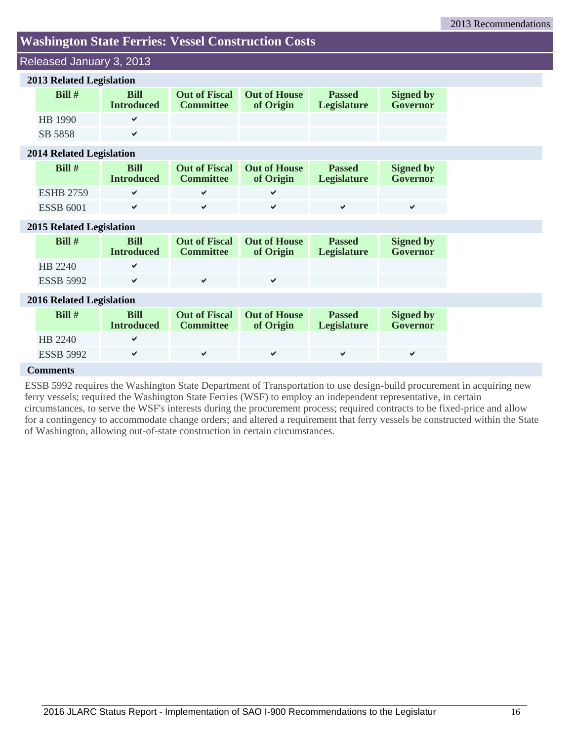## Washington State Ferries: Vessel Construction Costs

### Released January 3, 2013

**2013 Related Legislation**

| Bill # | Bill Introduced | Out of Fiscal Committee | Out of House of Origin | Passed Legislature | Signed by Governor |
|---|---|---|---|---|---|
| HB 1990 | ✔ | | | | |
| SB 5858 | ✔ | | | | |

**2014 Related Legislation**

| Bill # | Bill Introduced | Out of Fiscal Committee | Out of House of Origin | Passed Legislature | Signed by Governor |
|---|---|---|---|---|---|
| ESHB 2759 | ✔ | ✔ | ✔ | | |
| ESSB 6001 | ✔ | ✔ | ✔ | ✔ | ✔ |

**2015 Related Legislation**

| Bill # | Bill Introduced | Out of Fiscal Committee | Out of House of Origin | Passed Legislature | Signed by Governor |
|---|---|---|---|---|---|
| HB 2240 | ✔ | | | | |
| ESSB 5992 | ✔ | ✔ | ✔ | | |

**2016 Related Legislation**

| Bill # | Bill Introduced | Out of Fiscal Committee | Out of House of Origin | Passed Legislature | Signed by Governor |
|---|---|---|---|---|---|
| HB 2240 | ✔ | | | | |
| ESSB 5992 | ✔ | ✔ | ✔ | ✔ | ✔ |

**Comments**

ESSB 5992 requires the Washington State Department of Transportation to use design-build procurement in acquiring new ferry vessels; required the Washington State Ferries (WSF) to employ an independent representative, in certain circumstances, to serve the WSF's interests during the procurement process; required contracts to be fixed-price and allow for a contingency to accommodate change orders; and altered a requirement that ferry vessels be constructed within the State of Washington, allowing out-of-state construction in certain circumstances.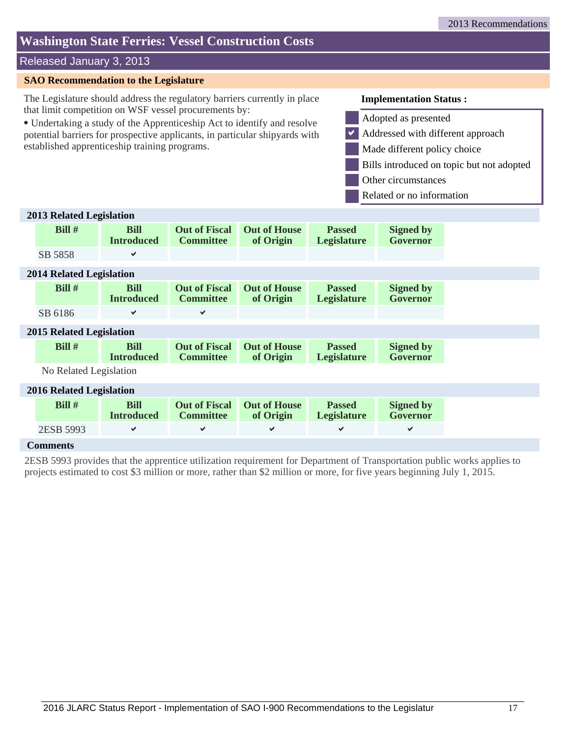# Washington State Ferries: Vessel Construction Costs

Released January 3, 2013

### SAO Recommendation to the Legislature

The Legislature should address the regulatory barriers currently in place that limit competition on WSF vessel procurements by:

- Undertaking a study of the Apprenticeship Act to identify and resolve potential barriers for prospective applicants, in particular shipyards with established apprenticeship training programs.

**Implementation Status :**

- [ ] Adopted as presented
- [x] Addressed with different approach
- [ ] Made different policy choice
- [ ] Bills introduced on topic but not adopted
- [ ] Other circumstances
- [ ] Related or no information

### 2013 Related Legislation

| Bill # | Bill Introduced | Out of Fiscal Committee | Out of House of Origin | Passed Legislature | Signed by Governor |
|---|---|---|---|---|---|
| SB 5858 | ✔ | | | | |

### 2014 Related Legislation

| Bill # | Bill Introduced | Out of Fiscal Committee | Out of House of Origin | Passed Legislature | Signed by Governor |
|---|---|---|---|---|---|
| SB 6186 | ✔ | ✔ | | | |

### 2015 Related Legislation

| Bill # | Bill Introduced | Out of Fiscal Committee | Out of House of Origin | Passed Legislature | Signed by Governor |
|---|---|---|---|---|---|
| No Related Legislation | | | | | |

### 2016 Related Legislation

| Bill # | Bill Introduced | Out of Fiscal Committee | Out of House of Origin | Passed Legislature | Signed by Governor |
|---|---|---|---|---|---|
| 2ESB 5993 | ✔ | ✔ | ✔ | ✔ | ✔ |

### Comments

2ESB 5993 provides that the apprentice utilization requirement for Department of Transportation public works applies to projects estimated to cost $3 million or more, rather than $2 million or more, for five years beginning July 1, 2015.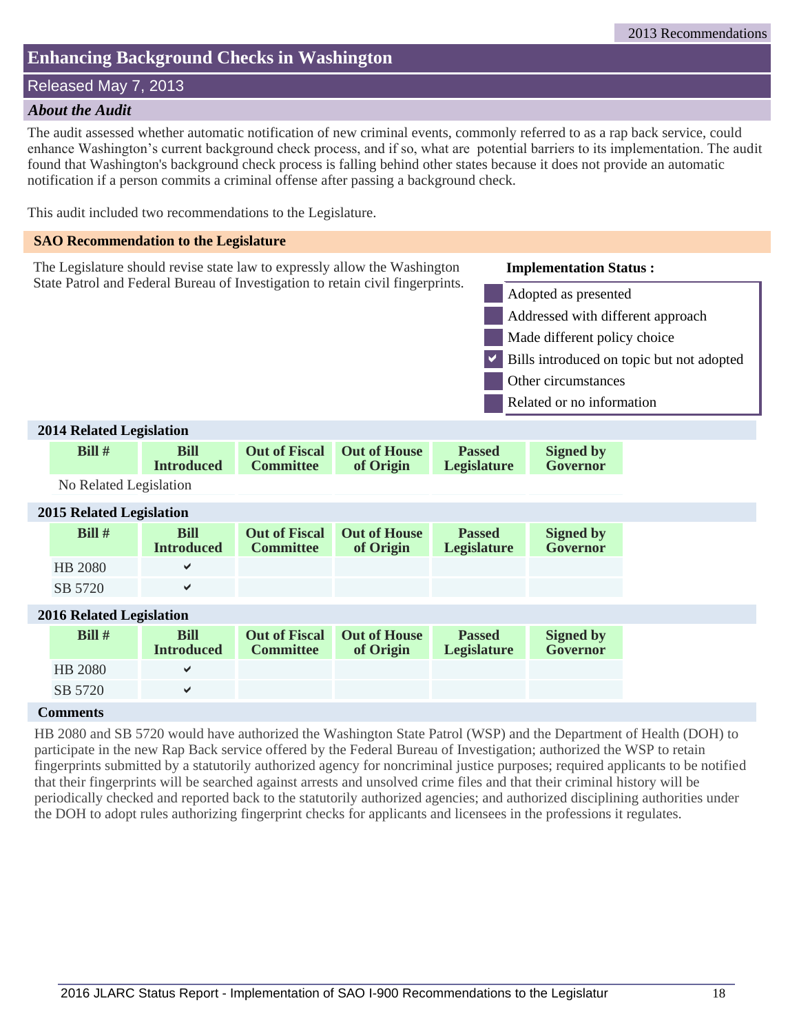# Enhancing Background Checks in Washington

## Released May 7, 2013

### *About the Audit*

The audit assessed whether automatic notification of new criminal events, commonly referred to as a rap back service, could enhance Washington's current background check process, and if so, what are potential barriers to its implementation. The audit found that Washington's background check process is falling behind other states because it does not provide an automatic notification if a person commits a criminal offense after passing a background check.

This audit included two recommendations to the Legislature.

### SAO Recommendation to the Legislature

The Legislature should revise state law to expressly allow the Washington State Patrol and Federal Bureau of Investigation to retain civil fingerprints.

**Implementation Status :**

- Adopted as presented
- Addressed with different approach
- Made different policy choice
- ✔ Bills introduced on topic but not adopted
- Other circumstances
- Related or no information

**2014 Related Legislation**

| Bill # | Bill Introduced | Out of Fiscal Committee | Out of House of Origin | Passed Legislature | Signed by Governor |
|---|---|---|---|---|---|
| No Related Legislation | | | | | |

**2015 Related Legislation**

| Bill # | Bill Introduced | Out of Fiscal Committee | Out of House of Origin | Passed Legislature | Signed by Governor |
|---|---|---|---|---|---|
| HB 2080 | ✔ | | | | |
| SB 5720 | ✔ | | | | |

**2016 Related Legislation**

| Bill # | Bill Introduced | Out of Fiscal Committee | Out of House of Origin | Passed Legislature | Signed by Governor |
|---|---|---|---|---|---|
| HB 2080 | ✔ | | | | |
| SB 5720 | ✔ | | | | |

**Comments**

HB 2080 and SB 5720 would have authorized the Washington State Patrol (WSP) and the Department of Health (DOH) to participate in the new Rap Back service offered by the Federal Bureau of Investigation; authorized the WSP to retain fingerprints submitted by a statutorily authorized agency for noncriminal justice purposes; required applicants to be notified that their fingerprints will be searched against arrests and unsolved crime files and that their criminal history will be periodically checked and reported back to the statutorily authorized agencies; and authorized disciplining authorities under the DOH to adopt rules authorizing fingerprint checks for applicants and licensees in the professions it regulates.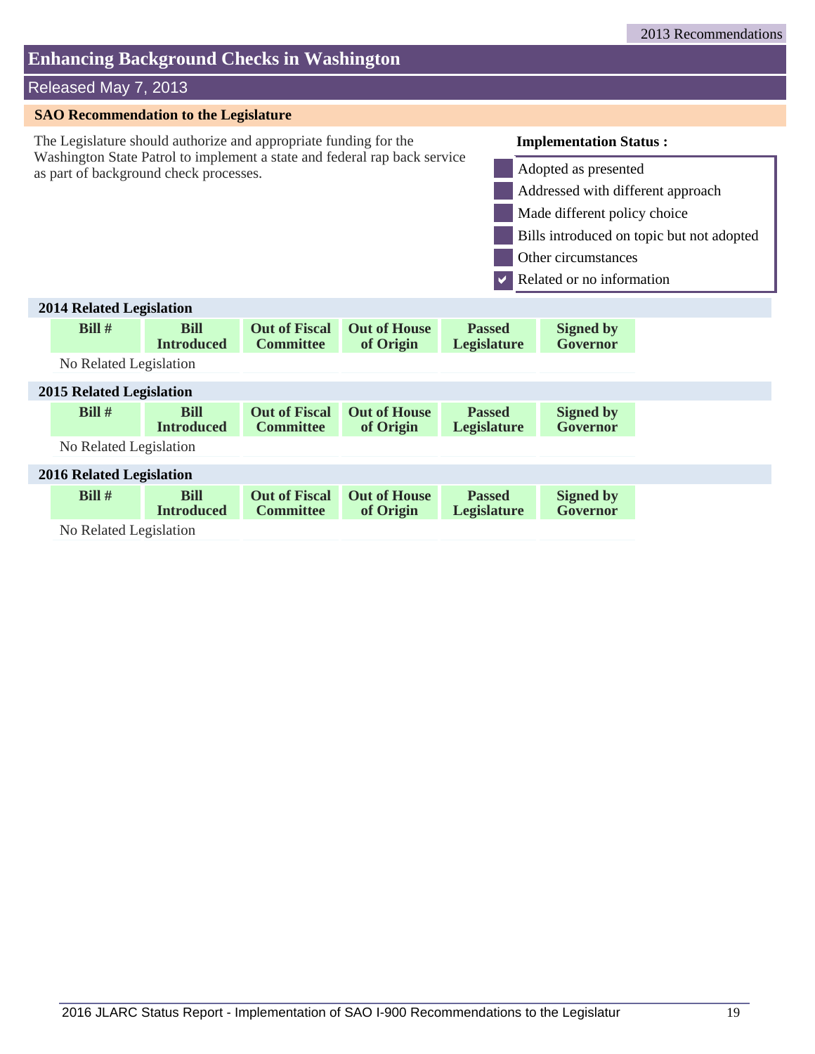# Enhancing Background Checks in Washington

## Released May 7, 2013

### SAO Recommendation to the Legislature

The Legislature should authorize and appropriate funding for the Washington State Patrol to implement a state and federal rap back service as part of background check processes.

**Implementation Status :**

- [ ] Adopted as presented
- [ ] Addressed with different approach
- [ ] Made different policy choice
- [ ] Bills introduced on topic but not adopted
- [ ] Other circumstances
- [x] Related or no information

**2014 Related Legislation**

| Bill # | Bill Introduced | Out of Fiscal Committee | Out of House of Origin | Passed Legislature | Signed by Governor |
|---|---|---|---|---|---|
| No Related Legislation | | | | | |

**2015 Related Legislation**

| Bill # | Bill Introduced | Out of Fiscal Committee | Out of House of Origin | Passed Legislature | Signed by Governor |
|---|---|---|---|---|---|
| No Related Legislation | | | | | |

**2016 Related Legislation**

| Bill # | Bill Introduced | Out of Fiscal Committee | Out of House of Origin | Passed Legislature | Signed by Governor |
|---|---|---|---|---|---|
| No Related Legislation | | | | | |